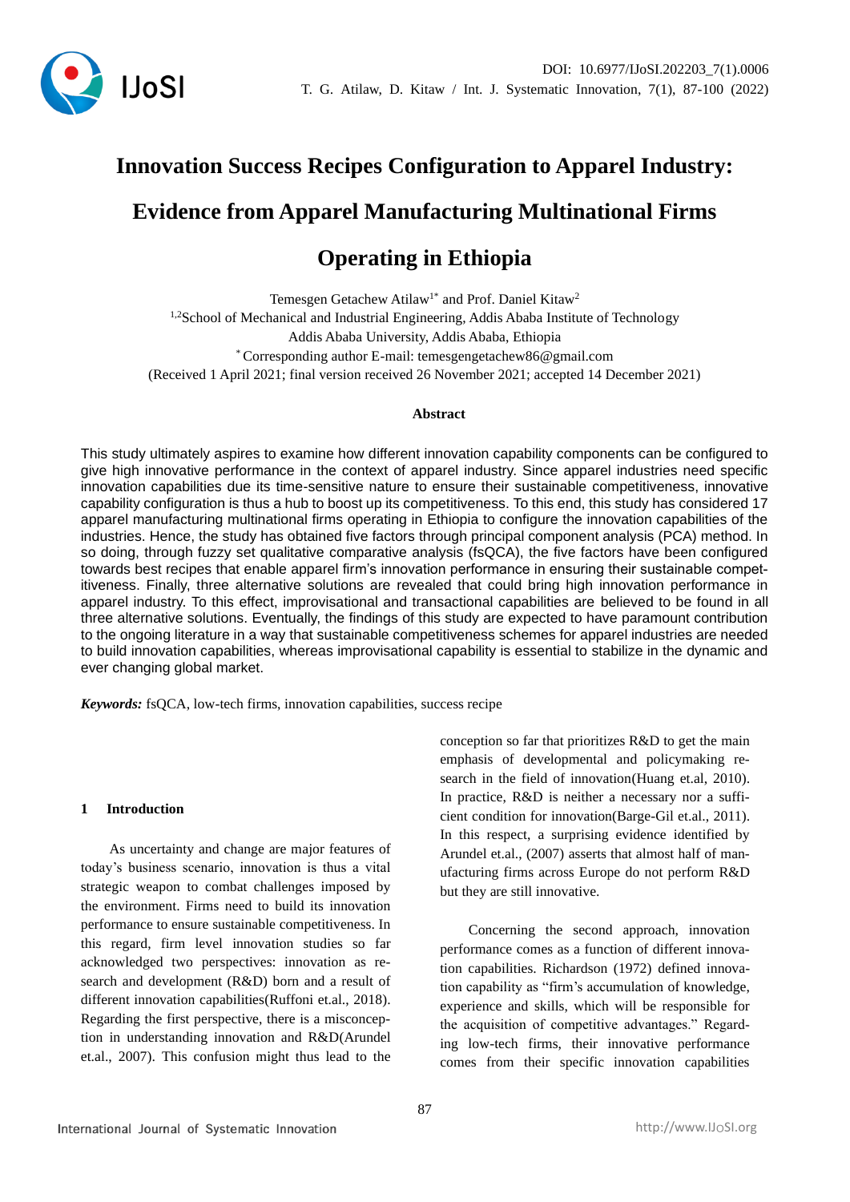# Innovation Success Recipes Configuration to Apparel Industry: Evidence from Apparel Manufacturing Multinational Firms Operating in Ethiopia

Temesgen Getachew Atilaw[1*] and Prof. Daniel Kitaw[2]

[1,2]School of Mechanical and Industrial Engineering, Addis Ababa Institute of Technology
Addis Ababa University, Addis Ababa, Ethiopia

[*] Corresponding author E-mail: temesgengetachew86@gmail.com

(Received 1 April 2021; final version received 26 November 2021; accepted 14 December 2021)

### Abstract

This study ultimately aspires to examine how different innovation capability components can be configured to give high innovative performance in the context of apparel industry. Since apparel industries need specific innovation capabilities due its time-sensitive nature to ensure their sustainable competitiveness, innovative capability configuration is thus a hub to boost up its competitiveness. To this end, this study has considered 17 apparel manufacturing multinational firms operating in Ethiopia to configure the innovation capabilities of the industries. Hence, the study has obtained five factors through principal component analysis (PCA) method. In so doing, through fuzzy set qualitative comparative analysis (fsQCA), the five factors have been configured towards best recipes that enable apparel firm's innovation performance in ensuring their sustainable competitiveness. Finally, three alternative solutions are revealed that could bring high innovation performance in apparel industry. To this effect, improvisational and transactional capabilities are believed to be found in all three alternative solutions. Eventually, the findings of this study are expected to have paramount contribution to the ongoing literature in a way that sustainable competitiveness schemes for apparel industries are needed to build innovation capabilities, whereas improvisational capability is essential to stabilize in the dynamic and ever changing global market.

***Keywords:*** fsQCA, low-tech firms, innovation capabilities, success recipe

## 1 Introduction

As uncertainty and change are major features of today's business scenario, innovation is thus a vital strategic weapon to combat challenges imposed by the environment. Firms need to build its innovation performance to ensure sustainable competitiveness. In this regard, firm level innovation studies so far acknowledged two perspectives: innovation as research and development (R&D) born and a result of different innovation capabilities(Ruffoni et.al., 2018). Regarding the first perspective, there is a misconception in understanding innovation and R&D(Arundel et.al., 2007). This confusion might thus lead to the conception so far that prioritizes R&D to get the main emphasis of developmental and policymaking research in the field of innovation(Huang et.al, 2010). In practice, R&D is neither a necessary nor a sufficient condition for innovation(Barge-Gil et.al., 2011). In this respect, a surprising evidence identified by Arundel et.al., (2007) asserts that almost half of manufacturing firms across Europe do not perform R&D but they are still innovative.

Concerning the second approach, innovation performance comes as a function of different innovation capabilities. Richardson (1972) defined innovation capability as "firm's accumulation of knowledge, experience and skills, which will be responsible for the acquisition of competitive advantages." Regarding low-tech firms, their innovative performance comes from their specific innovation capabilities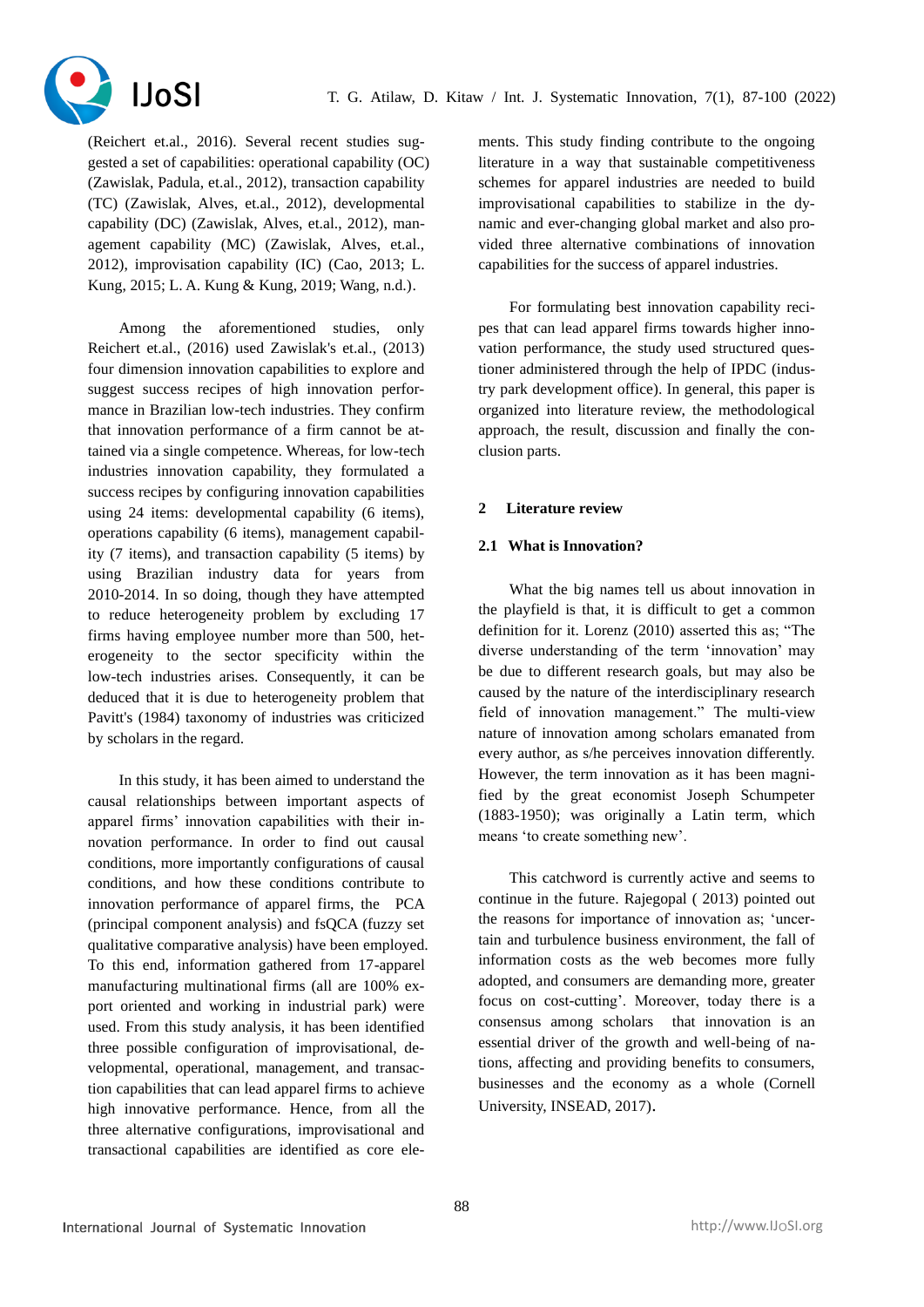(Reichert et.al., 2016). Several recent studies suggested a set of capabilities: operational capability (OC) (Zawislak, Padula, et.al., 2012), transaction capability (TC) (Zawislak, Alves, et.al., 2012), developmental capability (DC) (Zawislak, Alves, et.al., 2012), management capability (MC) (Zawislak, Alves, et.al., 2012), improvisation capability (IC) (Cao, 2013; L. Kung, 2015; L. A. Kung & Kung, 2019; Wang, n.d.).

Among the aforementioned studies, only Reichert et.al., (2016) used Zawislak's et.al., (2013) four dimension innovation capabilities to explore and suggest success recipes of high innovation performance in Brazilian low-tech industries. They confirm that innovation performance of a firm cannot be attained via a single competence. Whereas, for low-tech industries innovation capability, they formulated a success recipes by configuring innovation capabilities using 24 items: developmental capability (6 items), operations capability (6 items), management capability (7 items), and transaction capability (5 items) by using Brazilian industry data for years from 2010-2014. In so doing, though they have attempted to reduce heterogeneity problem by excluding 17 firms having employee number more than 500, heterogeneity to the sector specificity within the low-tech industries arises. Consequently, it can be deduced that it is due to heterogeneity problem that Pavitt's (1984) taxonomy of industries was criticized by scholars in the regard.

In this study, it has been aimed to understand the causal relationships between important aspects of apparel firms' innovation capabilities with their innovation performance. In order to find out causal conditions, more importantly configurations of causal conditions, and how these conditions contribute to innovation performance of apparel firms, the PCA (principal component analysis) and fsQCA (fuzzy set qualitative comparative analysis) have been employed. To this end, information gathered from 17-apparel manufacturing multinational firms (all are 100% export oriented and working in industrial park) were used. From this study analysis, it has been identified three possible configuration of improvisational, developmental, operational, management, and transaction capabilities that can lead apparel firms to achieve high innovative performance. Hence, from all the three alternative configurations, improvisational and transactional capabilities are identified as core elements. This study finding contribute to the ongoing literature in a way that sustainable competitiveness schemes for apparel industries are needed to build improvisational capabilities to stabilize in the dynamic and ever-changing global market and also provided three alternative combinations of innovation capabilities for the success of apparel industries.

For formulating best innovation capability recipes that can lead apparel firms towards higher innovation performance, the study used structured questioner administered through the help of IPDC (industry park development office). In general, this paper is organized into literature review, the methodological approach, the result, discussion and finally the conclusion parts.

## 2 Literature review

### 2.1 What is Innovation?

What the big names tell us about innovation in the playfield is that, it is difficult to get a common definition for it. Lorenz (2010) asserted this as; "The diverse understanding of the term 'innovation' may be due to different research goals, but may also be caused by the nature of the interdisciplinary research field of innovation management." The multi-view nature of innovation among scholars emanated from every author, as s/he perceives innovation differently. However, the term innovation as it has been magnified by the great economist Joseph Schumpeter (1883-1950); was originally a Latin term, which means 'to create something new'.

This catchword is currently active and seems to continue in the future. Rajegopal ( 2013) pointed out the reasons for importance of innovation as; 'uncertain and turbulence business environment, the fall of information costs as the web becomes more fully adopted, and consumers are demanding more, greater focus on cost-cutting'. Moreover, today there is a consensus among scholars that innovation is an essential driver of the growth and well-being of nations, affecting and providing benefits to consumers, businesses and the economy as a whole (Cornell University, INSEAD, 2017).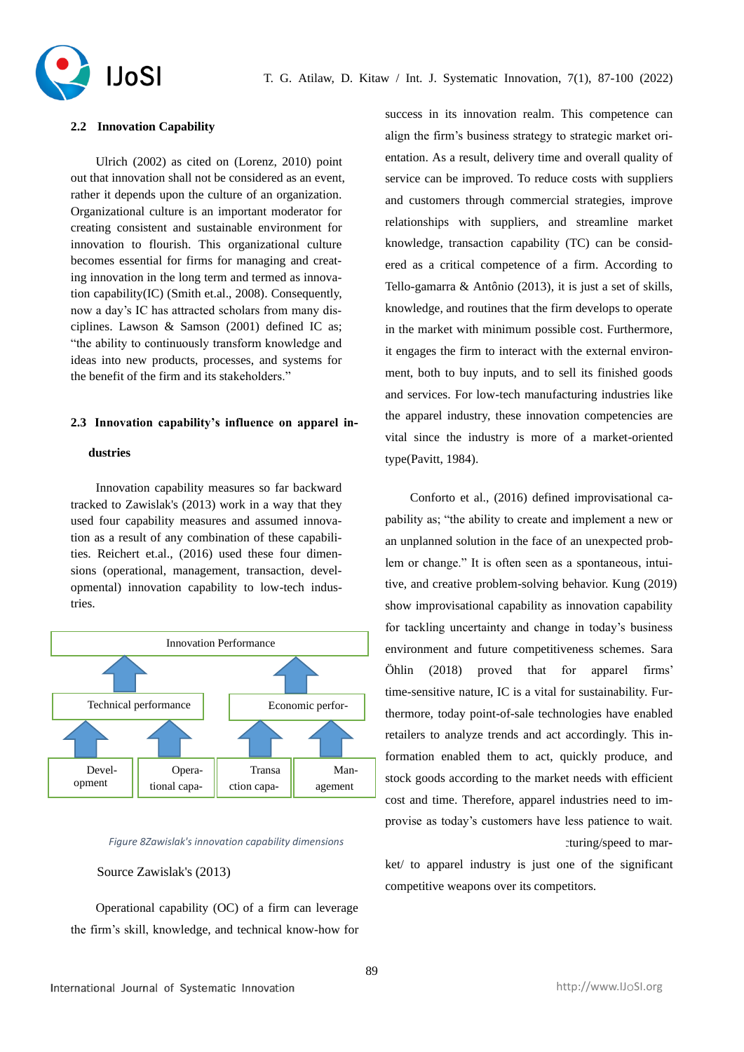## 2.2 Innovation Capability

Ulrich (2002) as cited on (Lorenz, 2010) point out that innovation shall not be considered as an event, rather it depends upon the culture of an organization. Organizational culture is an important moderator for creating consistent and sustainable environment for innovation to flourish. This organizational culture becomes essential for firms for managing and creating innovation in the long term and termed as innovation capability(IC) (Smith et.al., 2008). Consequently, now a day's IC has attracted scholars from many disciplines. Lawson & Samson (2001) defined IC as; "the ability to continuously transform knowledge and ideas into new products, processes, and systems for the benefit of the firm and its stakeholders."

## 2.3 Innovation capability's influence on apparel industries

Innovation capability measures so far backward tracked to Zawislak's (2013) work in a way that they used four capability measures and assumed innovation as a result of any combination of these capabilities. Reichert et.al., (2016) used these four dimensions (operational, management, transaction, developmental) innovation capability to low-tech industries.

Innovation Performance

Technical performance | Economic perfor-

Devel-opment | Opera-tional capa- | Transa ction capa- | Man-agement

*Figure 8Zawislak's innovation capability dimensions*

Source Zawislak's (2013)

Operational capability (OC) of a firm can leverage the firm's skill, knowledge, and technical know-how for success in its innovation realm. This competence can align the firm's business strategy to strategic market orientation. As a result, delivery time and overall quality of service can be improved. To reduce costs with suppliers and customers through commercial strategies, improve relationships with suppliers, and streamline market knowledge, transaction capability (TC) can be considered as a critical competence of a firm. According to Tello-gamarra & Antônio (2013), it is just a set of skills, knowledge, and routines that the firm develops to operate in the market with minimum possible cost. Furthermore, it engages the firm to interact with the external environment, both to buy inputs, and to sell its finished goods and services. For low-tech manufacturing industries like the apparel industry, these innovation competencies are vital since the industry is more of a market-oriented type(Pavitt, 1984).

Conforto et al., (2016) defined improvisational capability as; "the ability to create and implement a new or an unplanned solution in the face of an unexpected problem or change." It is often seen as a spontaneous, intuitive, and creative problem-solving behavior. Kung (2019) show improvisational capability as innovation capability for tackling uncertainty and change in today's business environment and future competitiveness schemes. Sara Öhlin (2018) proved that for apparel firms' time-sensitive nature, IC is a vital for sustainability. Furthermore, today point-of-sale technologies have enabled retailers to analyze trends and act accordingly. This information enabled them to act, quickly produce, and stock goods according to the market needs with efficient cost and time. Therefore, apparel industries need to improvise as today's customers have less patience to wait. :turing/speed to market/ to apparel industry is just one of the significant competitive weapons over its competitors.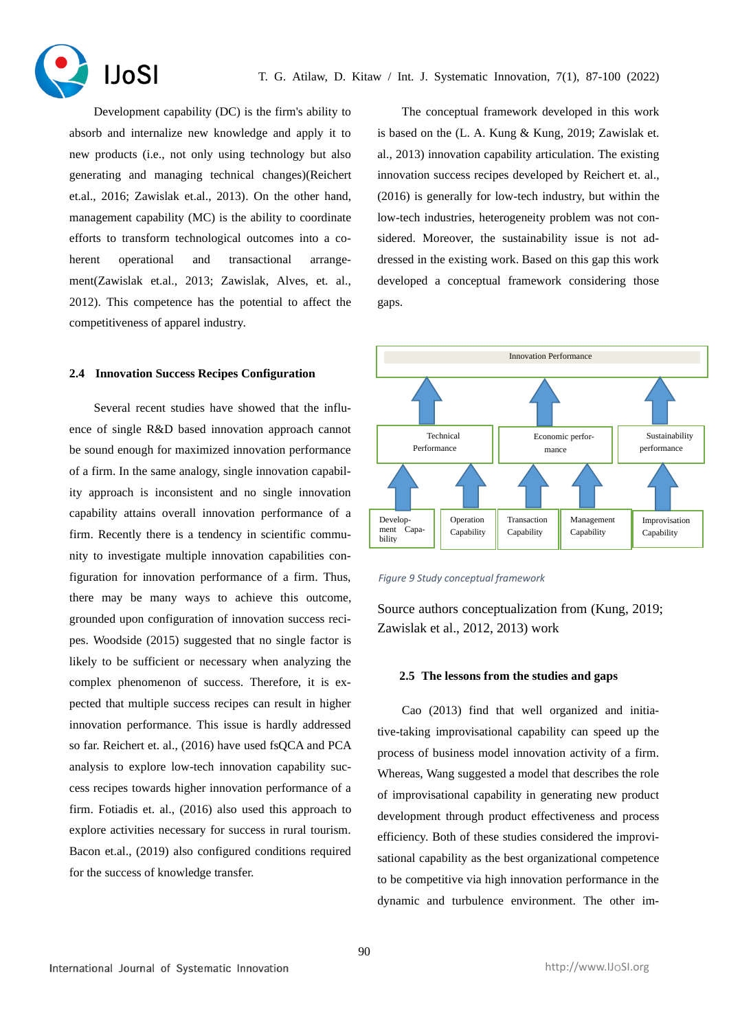Development capability (DC) is the firm's ability to absorb and internalize new knowledge and apply it to new products (i.e., not only using technology but also generating and managing technical changes)(Reichert et.al., 2016; Zawislak et.al., 2013). On the other hand, management capability (MC) is the ability to coordinate efforts to transform technological outcomes into a coherent operational and transactional arrangement(Zawislak et.al., 2013; Zawislak, Alves, et. al., 2012). This competence has the potential to affect the competitiveness of apparel industry.

### 2.4 Innovation Success Recipes Configuration

Several recent studies have showed that the influence of single R&D based innovation approach cannot be sound enough for maximized innovation performance of a firm. In the same analogy, single innovation capability approach is inconsistent and no single innovation capability attains overall innovation performance of a firm. Recently there is a tendency in scientific community to investigate multiple innovation capabilities configuration for innovation performance of a firm. Thus, there may be many ways to achieve this outcome, grounded upon configuration of innovation success recipes. Woodside (2015) suggested that no single factor is likely to be sufficient or necessary when analyzing the complex phenomenon of success. Therefore, it is expected that multiple success recipes can result in higher innovation performance. This issue is hardly addressed so far. Reichert et. al., (2016) have used fsQCA and PCA analysis to explore low-tech innovation capability success recipes towards higher innovation performance of a firm. Fotiadis et. al., (2016) also used this approach to explore activities necessary for success in rural tourism. Bacon et.al., (2019) also configured conditions required for the success of knowledge transfer.

The conceptual framework developed in this work is based on the (L. A. Kung & Kung, 2019; Zawislak et. al., 2013) innovation capability articulation. The existing innovation success recipes developed by Reichert et. al., (2016) is generally for low-tech industry, but within the low-tech industries, heterogeneity problem was not considered. Moreover, the sustainability issue is not addressed in the existing work. Based on this gap this work developed a conceptual framework considering those gaps.

Innovation Performance

Technical Performance | Economic performance | Sustainability performance

Development Capability | Operation Capability | Transaction Capability | Management Capability | Improvisation Capability

*Figure 9 Study conceptual framework*

Source authors conceptualization from (Kung, 2019; Zawislak et al., 2012, 2013) work

### 2.5 The lessons from the studies and gaps

Cao (2013) find that well organized and initiative-taking improvisational capability can speed up the process of business model innovation activity of a firm. Whereas, Wang suggested a model that describes the role of improvisational capability in generating new product development through product effectiveness and process efficiency. Both of these studies considered the improvisational capability as the best organizational competence to be competitive via high innovation performance in the dynamic and turbulence environment. The other im-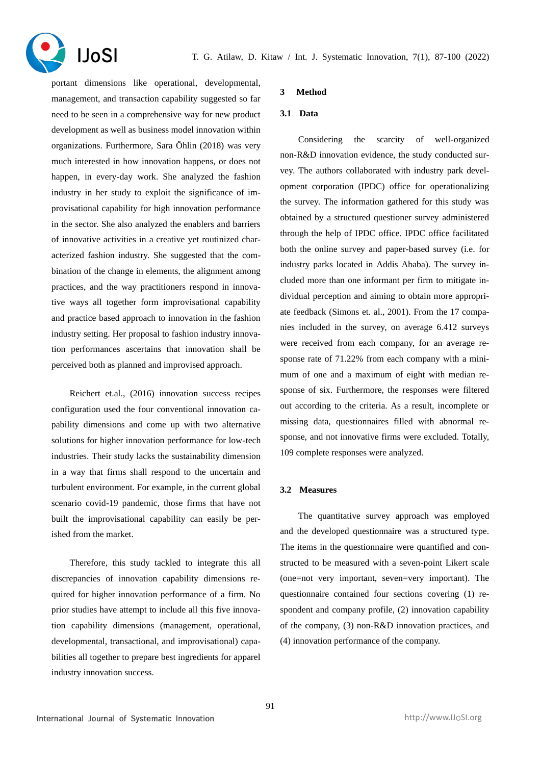portant dimensions like operational, developmental, management, and transaction capability suggested so far need to be seen in a comprehensive way for new product development as well as business model innovation within organizations. Furthermore, Sara Öhlin (2018) was very much interested in how innovation happens, or does not happen, in every-day work. She analyzed the fashion industry in her study to exploit the significance of improvisational capability for high innovation performance in the sector. She also analyzed the enablers and barriers of innovative activities in a creative yet routinized characterized fashion industry. She suggested that the combination of the change in elements, the alignment among practices, and the way practitioners respond in innovative ways all together form improvisational capability and practice based approach to innovation in the fashion industry setting. Her proposal to fashion industry innovation performances ascertains that innovation shall be perceived both as planned and improvised approach.

Reichert et.al., (2016) innovation success recipes configuration used the four conventional innovation capability dimensions and come up with two alternative solutions for higher innovation performance for low-tech industries. Their study lacks the sustainability dimension in a way that firms shall respond to the uncertain and turbulent environment. For example, in the current global scenario covid-19 pandemic, those firms that have not built the improvisational capability can easily be perished from the market.

Therefore, this study tackled to integrate this all discrepancies of innovation capability dimensions required for higher innovation performance of a firm. No prior studies have attempt to include all this five innovation capability dimensions (management, operational, developmental, transactional, and improvisational) capabilities all together to prepare best ingredients for apparel industry innovation success.

## 3 Method

### 3.1 Data

Considering the scarcity of well-organized non-R&D innovation evidence, the study conducted survey. The authors collaborated with industry park development corporation (IPDC) office for operationalizing the survey. The information gathered for this study was obtained by a structured questioner survey administered through the help of IPDC office. IPDC office facilitated both the online survey and paper-based survey (i.e. for industry parks located in Addis Ababa). The survey included more than one informant per firm to mitigate individual perception and aiming to obtain more appropriate feedback (Simons et. al., 2001). From the 17 companies included in the survey, on average 6.412 surveys were received from each company, for an average response rate of 71.22% from each company with a minimum of one and a maximum of eight with median response of six. Furthermore, the responses were filtered out according to the criteria. As a result, incomplete or missing data, questionnaires filled with abnormal response, and not innovative firms were excluded. Totally, 109 complete responses were analyzed.

### 3.2 Measures

The quantitative survey approach was employed and the developed questionnaire was a structured type. The items in the questionnaire were quantified and constructed to be measured with a seven-point Likert scale (one=not very important, seven=very important). The questionnaire contained four sections covering (1) respondent and company profile, (2) innovation capability of the company, (3) non-R&D innovation practices, and (4) innovation performance of the company.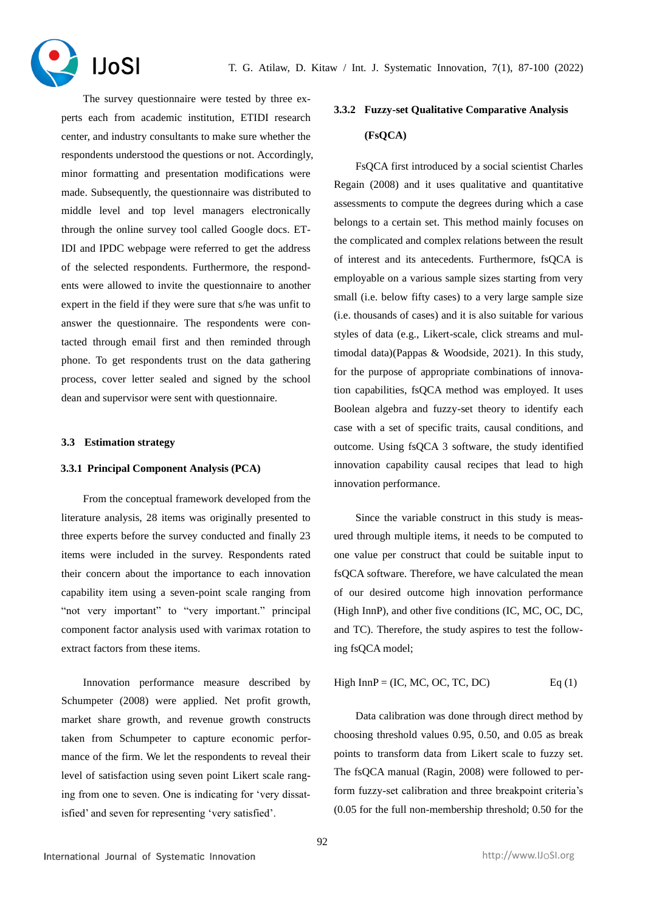The survey questionnaire were tested by three experts each from academic institution, ETIDI research center, and industry consultants to make sure whether the respondents understood the questions or not. Accordingly, minor formatting and presentation modifications were made. Subsequently, the questionnaire was distributed to middle level and top level managers electronically through the online survey tool called Google docs. ETIDI and IPDC webpage were referred to get the address of the selected respondents. Furthermore, the respondents were allowed to invite the questionnaire to another expert in the field if they were sure that s/he was unfit to answer the questionnaire. The respondents were contacted through email first and then reminded through phone. To get respondents trust on the data gathering process, cover letter sealed and signed by the school dean and supervisor were sent with questionnaire.

### 3.3 Estimation strategy

#### 3.3.1 Principal Component Analysis (PCA)

From the conceptual framework developed from the literature analysis, 28 items was originally presented to three experts before the survey conducted and finally 23 items were included in the survey. Respondents rated their concern about the importance to each innovation capability item using a seven-point scale ranging from "not very important" to "very important." principal component factor analysis used with varimax rotation to extract factors from these items.

Innovation performance measure described by Schumpeter (2008) were applied. Net profit growth, market share growth, and revenue growth constructs taken from Schumpeter to capture economic performance of the firm. We let the respondents to reveal their level of satisfaction using seven point Likert scale ranging from one to seven. One is indicating for 'very dissatisfied' and seven for representing 'very satisfied'.

#### 3.3.2 Fuzzy-set Qualitative Comparative Analysis (FsQCA)

FsQCA first introduced by a social scientist Charles Regain (2008) and it uses qualitative and quantitative assessments to compute the degrees during which a case belongs to a certain set. This method mainly focuses on the complicated and complex relations between the result of interest and its antecedents. Furthermore, fsQCA is employable on a various sample sizes starting from very small (i.e. below fifty cases) to a very large sample size (i.e. thousands of cases) and it is also suitable for various styles of data (e.g., Likert-scale, click streams and multimodal data)(Pappas & Woodside, 2021). In this study, for the purpose of appropriate combinations of innovation capabilities, fsQCA method was employed. It uses Boolean algebra and fuzzy-set theory to identify each case with a set of specific traits, causal conditions, and outcome. Using fsQCA 3 software, the study identified innovation capability causal recipes that lead to high innovation performance.

Since the variable construct in this study is measured through multiple items, it needs to be computed to one value per construct that could be suitable input to fsQCA software. Therefore, we have calculated the mean of our desired outcome high innovation performance (High InnP), and other five conditions (IC, MC, OC, DC, and TC). Therefore, the study aspires to test the following fsQCA model;

$$\text{High InnP} = (\text{IC, MC, OC, TC, DC}) \qquad \text{Eq (1)}$$

Data calibration was done through direct method by choosing threshold values 0.95, 0.50, and 0.05 as break points to transform data from Likert scale to fuzzy set. The fsQCA manual (Ragin, 2008) were followed to perform fuzzy-set calibration and three breakpoint criteria's (0.05 for the full non-membership threshold; 0.50 for the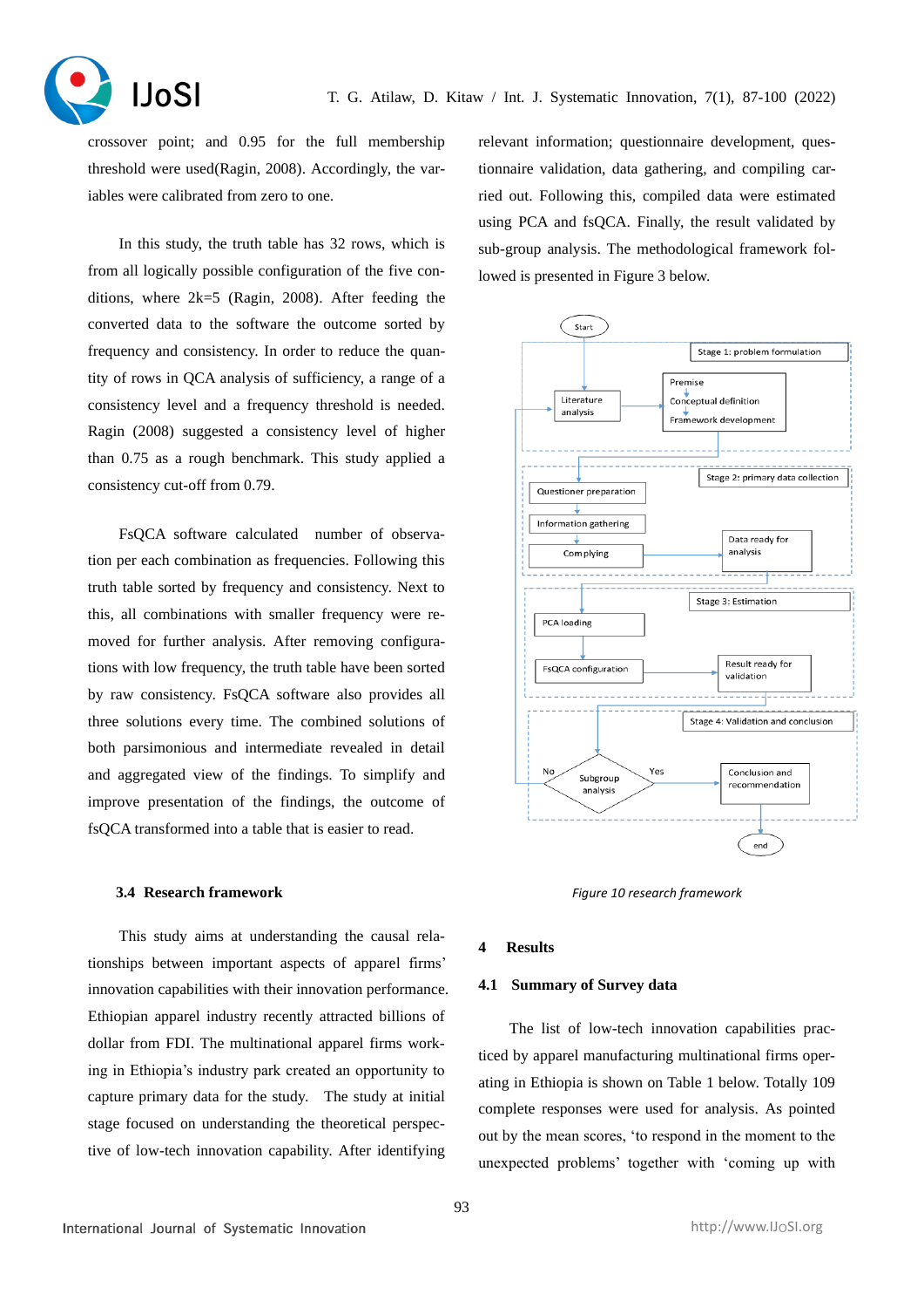crossover point; and 0.95 for the full membership threshold were used(Ragin, 2008). Accordingly, the variables were calibrated from zero to one.

In this study, the truth table has 32 rows, which is from all logically possible configuration of the five conditions, where 2k=5 (Ragin, 2008). After feeding the converted data to the software the outcome sorted by frequency and consistency. In order to reduce the quantity of rows in QCA analysis of sufficiency, a range of a consistency level and a frequency threshold is needed. Ragin (2008) suggested a consistency level of higher than 0.75 as a rough benchmark. This study applied a consistency cut-off from 0.79.

FsQCA software calculated number of observation per each combination as frequencies. Following this truth table sorted by frequency and consistency. Next to this, all combinations with smaller frequency were removed for further analysis. After removing configurations with low frequency, the truth table have been sorted by raw consistency. FsQCA software also provides all three solutions every time. The combined solutions of both parsimonious and intermediate revealed in detail and aggregated view of the findings. To simplify and improve presentation of the findings, the outcome of fsQCA transformed into a table that is easier to read.

### 3.4 Research framework

This study aims at understanding the causal relationships between important aspects of apparel firms' innovation capabilities with their innovation performance. Ethiopian apparel industry recently attracted billions of dollar from FDI. The multinational apparel firms working in Ethiopia's industry park created an opportunity to capture primary data for the study. The study at initial stage focused on understanding the theoretical perspective of low-tech innovation capability. After identifying relevant information; questionnaire development, questionnaire validation, data gathering, and compiling carried out. Following this, compiled data were estimated using PCA and fsQCA. Finally, the result validated by sub-group analysis. The methodological framework followed is presented in Figure 3 below.

Start → Stage 1: problem formulation: Literature analysis → Premise / Conceptual definition / Framework development

Stage 2: primary data collection: Questioner preparation → Information gathering → Complying → Data ready for analysis

Stage 3: Estimation: PCA loading → FsQCA configuration → Result ready for validation

Stage 4: Validation and conclusion: Subgroup analysis → (Yes) Conclusion and recommendation → end; (No) → back to Literature analysis

*Figure 10 research framework*

## 4 Results

### 4.1 Summary of Survey data

The list of low-tech innovation capabilities practiced by apparel manufacturing multinational firms operating in Ethiopia is shown on Table 1 below. Totally 109 complete responses were used for analysis. As pointed out by the mean scores, 'to respond in the moment to the unexpected problems' together with 'coming up with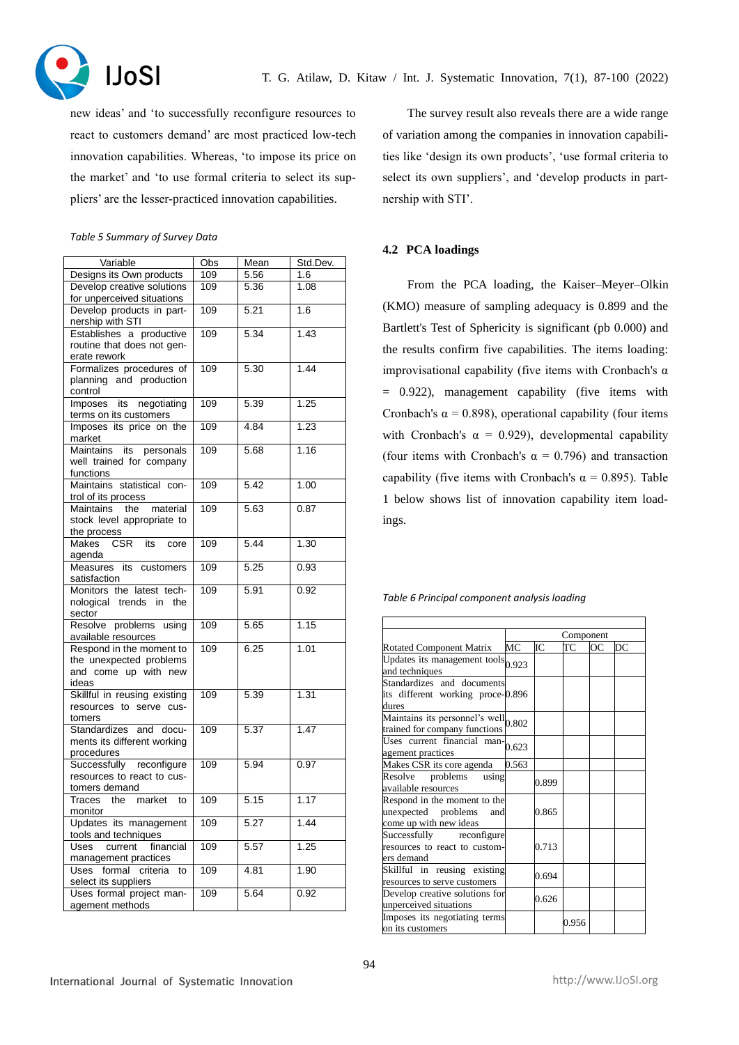new ideas' and 'to successfully reconfigure resources to react to customers demand' are most practiced low-tech innovation capabilities. Whereas, 'to impose its price on the market' and 'to use formal criteria to select its suppliers' are the lesser-practiced innovation capabilities.

*Table 5 Summary of Survey Data*

| Variable | Obs | Mean | Std.Dev. |
|---|---|---|---|
| Designs its Own products | 109 | 5.56 | 1.6 |
| Develop creative solutions for unperceived situations | 109 | 5.36 | 1.08 |
| Develop products in partnership with STI | 109 | 5.21 | 1.6 |
| Establishes a productive routine that does not generate rework | 109 | 5.34 | 1.43 |
| Formalizes procedures of planning and production control | 109 | 5.30 | 1.44 |
| Imposes its negotiating terms on its customers | 109 | 5.39 | 1.25 |
| Imposes its price on the market | 109 | 4.84 | 1.23 |
| Maintains its personals well trained for company functions | 109 | 5.68 | 1.16 |
| Maintains statistical control of its process | 109 | 5.42 | 1.00 |
| Maintains the material stock level appropriate to the process | 109 | 5.63 | 0.87 |
| Makes CSR its core agenda | 109 | 5.44 | 1.30 |
| Measures its customers satisfaction | 109 | 5.25 | 0.93 |
| Monitors the latest technological trends in the sector | 109 | 5.91 | 0.92 |
| Resolve problems using available resources | 109 | 5.65 | 1.15 |
| Respond in the moment to the unexpected problems and come up with new ideas | 109 | 6.25 | 1.01 |
| Skillful in reusing existing resources to serve customers | 109 | 5.39 | 1.31 |
| Standardizes and documents its different working procedures | 109 | 5.37 | 1.47 |
| Successfully reconfigure resources to react to customers demand | 109 | 5.94 | 0.97 |
| Traces the market to monitor | 109 | 5.15 | 1.17 |
| Updates its management tools and techniques | 109 | 5.27 | 1.44 |
| Uses current financial management practices | 109 | 5.57 | 1.25 |
| Uses formal criteria to select its suppliers | 109 | 4.81 | 1.90 |
| Uses formal project management methods | 109 | 5.64 | 0.92 |

The survey result also reveals there are a wide range of variation among the companies in innovation capabilities like 'design its own products', 'use formal criteria to select its own suppliers', and 'develop products in partnership with STI'.

### 4.2 PCA loadings

From the PCA loading, the Kaiser–Meyer–Olkin (KMO) measure of sampling adequacy is 0.899 and the Bartlett's Test of Sphericity is significant (pb 0.000) and the results confirm five capabilities. The items loading: improvisational capability (five items with Cronbach's α = 0.922), management capability (five items with Cronbach's α = 0.898), operational capability (four items with Cronbach's α = 0.929), developmental capability (four items with Cronbach's α = 0.796) and transaction capability (five items with Cronbach's α = 0.895). Table 1 below shows list of innovation capability item loadings.

*Table 6 Principal component analysis loading*

| | Component | | | | |
|---|---|---|---|---|---|
| Rotated Component Matrix | MC | IC | TC | OC | DC |
| Updates its management tools and techniques | 0.923 | | | | |
| Standardizes and documents its different working procedures | 0.896 | | | | |
| Maintains its personnel's well trained for company functions | 0.802 | | | | |
| Uses current financial management practices | 0.623 | | | | |
| Makes CSR its core agenda | 0.563 | | | | |
| Resolve problems using available resources | | 0.899 | | | |
| Respond in the moment to the unexpected problems and come up with new ideas | | 0.865 | | | |
| Successfully reconfigure resources to react to customers demand | | 0.713 | | | |
| Skillful in reusing existing resources to serve customers | | 0.694 | | | |
| Develop creative solutions for unperceived situations | | 0.626 | | | |
| Imposes its negotiating terms on its customers | | | 0.956 | | |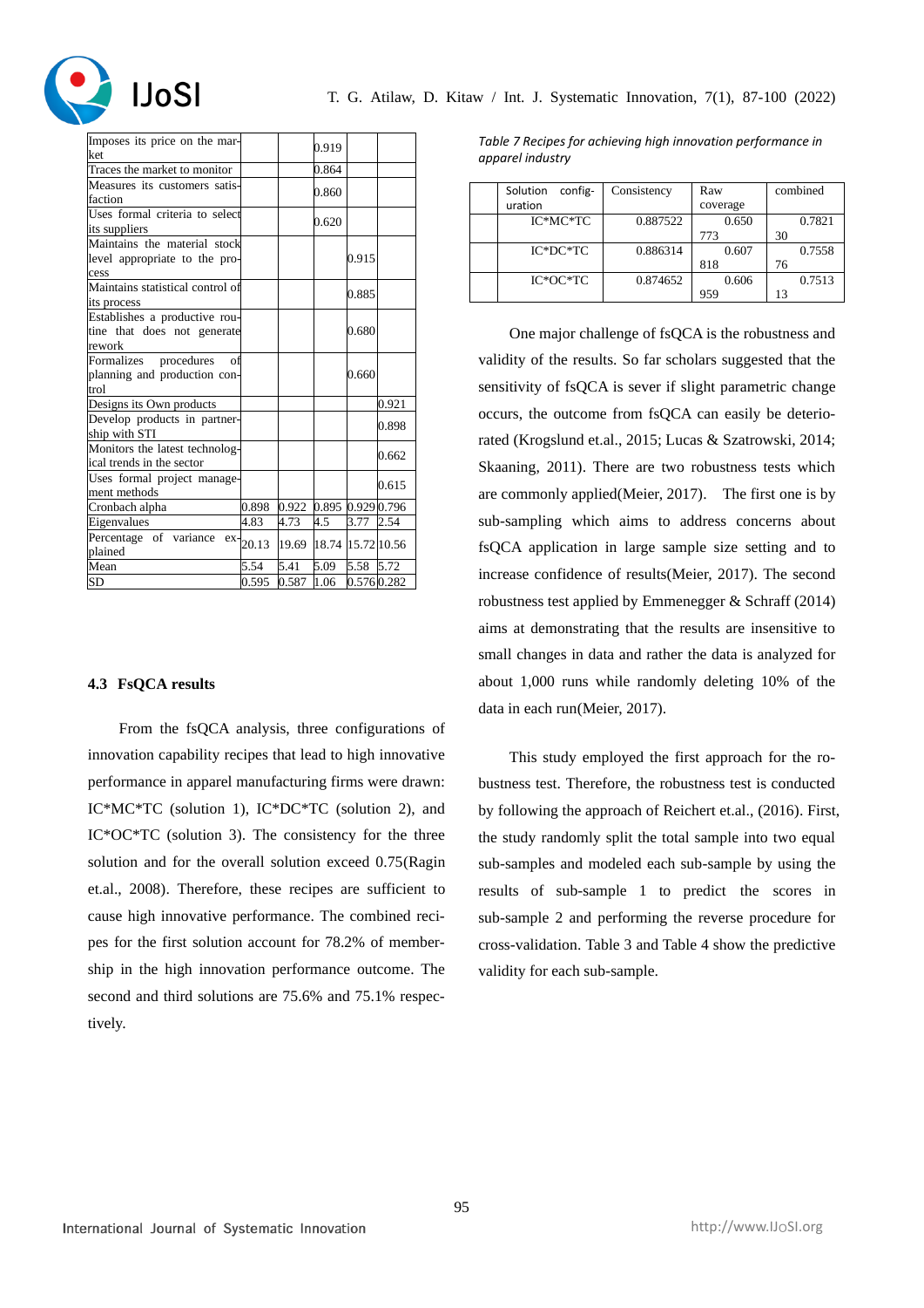| | | | | | |
|---|---|---|---|---|---|
| Imposes its price on the market | | | 0.919 | | |
| Traces the market to monitor | | | 0.864 | | |
| Measures its customers satisfaction | | | 0.860 | | |
| Uses formal criteria to select its suppliers | | | 0.620 | | |
| Maintains the material stock level appropriate to the process | | | | 0.915 | |
| Maintains statistical control of its process | | | | 0.885 | |
| Establishes a productive routine that does not generate rework | | | | 0.680 | |
| Formalizes procedures of planning and production control | | | | 0.660 | |
| Designs its Own products | | | | | 0.921 |
| Develop products in partnership with STI | | | | | 0.898 |
| Monitors the latest technological trends in the sector | | | | | 0.662 |
| Uses formal project management methods | | | | | 0.615 |
| Cronbach alpha | 0.898 | 0.922 | 0.895 | 0.929 | 0.796 |
| Eigenvalues | 4.83 | 4.73 | 4.5 | 3.77 | 2.54 |
| Percentage of variance explained | 20.13 | 19.69 | 18.74 | 15.72 | 10.56 |
| Mean | 5.54 | 5.41 | 5.09 | 5.58 | 5.72 |
| SD | 0.595 | 0.587 | 1.06 | 0.576 | 0.282 |

### 4.3 FsQCA results

From the fsQCA analysis, three configurations of innovation capability recipes that lead to high innovative performance in apparel manufacturing firms were drawn: IC*MC*TC (solution 1), IC*DC*TC (solution 2), and IC*OC*TC (solution 3). The consistency for the three solution and for the overall solution exceed 0.75(Ragin et.al., 2008). Therefore, these recipes are sufficient to cause high innovative performance. The combined recipes for the first solution account for 78.2% of membership in the high innovation performance outcome. The second and third solutions are 75.6% and 75.1% respectively.

*Table 7 Recipes for achieving high innovation performance in apparel industry*

| | Solution configuration | Consistency | Raw coverage | combined |
|---|---|---|---|---|
| | IC*MC*TC | 0.887522 | 0.650773 | 0.782130 |
| | IC*DC*TC | 0.886314 | 0.607818 | 0.755876 |
| | IC*OC*TC | 0.874652 | 0.606959 | 0.751313 |

One major challenge of fsQCA is the robustness and validity of the results. So far scholars suggested that the sensitivity of fsQCA is sever if slight parametric change occurs, the outcome from fsQCA can easily be deteriorated (Krogslund et.al., 2015; Lucas & Szatrowski, 2014; Skaaning, 2011). There are two robustness tests which are commonly applied(Meier, 2017). The first one is by sub-sampling which aims to address concerns about fsQCA application in large sample size setting and to increase confidence of results(Meier, 2017). The second robustness test applied by Emmenegger & Schraff (2014) aims at demonstrating that the results are insensitive to small changes in data and rather the data is analyzed for about 1,000 runs while randomly deleting 10% of the data in each run(Meier, 2017).

This study employed the first approach for the robustness test. Therefore, the robustness test is conducted by following the approach of Reichert et.al., (2016). First, the study randomly split the total sample into two equal sub-samples and modeled each sub-sample by using the results of sub-sample 1 to predict the scores in sub-sample 2 and performing the reverse procedure for cross-validation. Table 3 and Table 4 show the predictive validity for each sub-sample.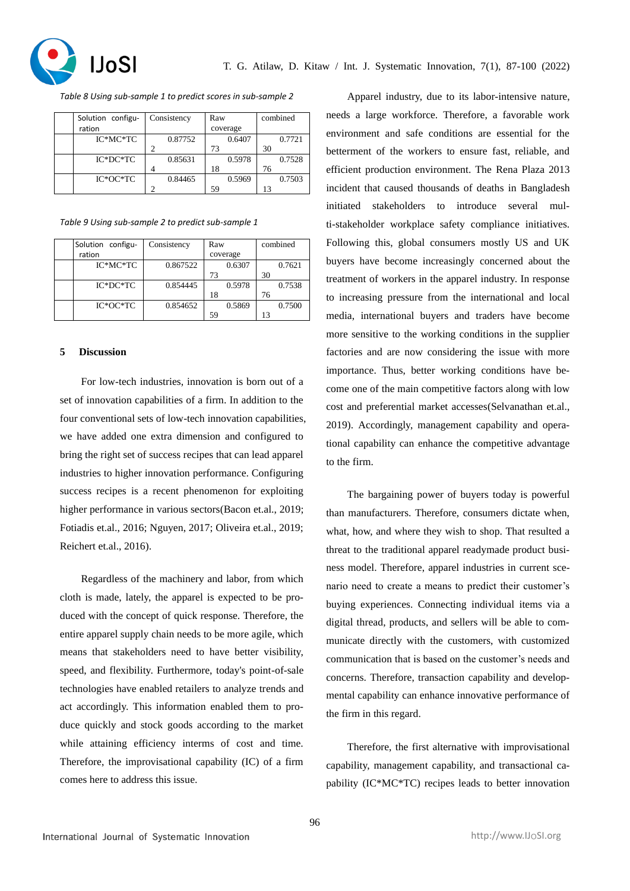*Table 8 Using sub-sample 1 to predict scores in sub-sample 2*

| | Solution configuration | Consistency | Raw coverage | combined |
|---|---|---|---|---|
| | IC*MC*TC | 0.877522 | 0.640773 | 0.772130 |
| | IC*DC*TC | 0.856314 | 0.597818 | 0.752876 |
| | IC*OC*TC | 0.844652 | 0.596959 | 0.750313 |

*Table 9 Using sub-sample 2 to predict sub-sample 1*

| | Solution configuration | Consistency | Raw coverage | combined |
|---|---|---|---|---|
| | IC*MC*TC | 0.867522 | 0.630773 | 0.762130 |
| | IC*DC*TC | 0.854445 | 0.597818 | 0.753876 |
| | IC*OC*TC | 0.854652 | 0.586959 | 0.750013 |

## 5 Discussion

For low-tech industries, innovation is born out of a set of innovation capabilities of a firm. In addition to the four conventional sets of low-tech innovation capabilities, we have added one extra dimension and configured to bring the right set of success recipes that can lead apparel industries to higher innovation performance. Configuring success recipes is a recent phenomenon for exploiting higher performance in various sectors(Bacon et.al., 2019; Fotiadis et.al., 2016; Nguyen, 2017; Oliveira et.al., 2019; Reichert et.al., 2016).

Regardless of the machinery and labor, from which cloth is made, lately, the apparel is expected to be produced with the concept of quick response. Therefore, the entire apparel supply chain needs to be more agile, which means that stakeholders need to have better visibility, speed, and flexibility. Furthermore, today's point-of-sale technologies have enabled retailers to analyze trends and act accordingly. This information enabled them to produce quickly and stock goods according to the market while attaining efficiency interms of cost and time. Therefore, the improvisational capability (IC) of a firm comes here to address this issue.

Apparel industry, due to its labor-intensive nature, needs a large workforce. Therefore, a favorable work environment and safe conditions are essential for the betterment of the workers to ensure fast, reliable, and efficient production environment. The Rena Plaza 2013 incident that caused thousands of deaths in Bangladesh initiated stakeholders to introduce several multi-stakeholder workplace safety compliance initiatives. Following this, global consumers mostly US and UK buyers have become increasingly concerned about the treatment of workers in the apparel industry. In response to increasing pressure from the international and local media, international buyers and traders have become more sensitive to the working conditions in the supplier factories and are now considering the issue with more importance. Thus, better working conditions have become one of the main competitive factors along with low cost and preferential market accesses(Selvanathan et.al., 2019). Accordingly, management capability and operational capability can enhance the competitive advantage to the firm.

The bargaining power of buyers today is powerful than manufacturers. Therefore, consumers dictate when, what, how, and where they wish to shop. That resulted a threat to the traditional apparel readymade product business model. Therefore, apparel industries in current scenario need to create a means to predict their customer's buying experiences. Connecting individual items via a digital thread, products, and sellers will be able to communicate directly with the customers, with customized communication that is based on the customer's needs and concerns. Therefore, transaction capability and developmental capability can enhance innovative performance of the firm in this regard.

Therefore, the first alternative with improvisational capability, management capability, and transactional capability (IC*MC*TC) recipes leads to better innovation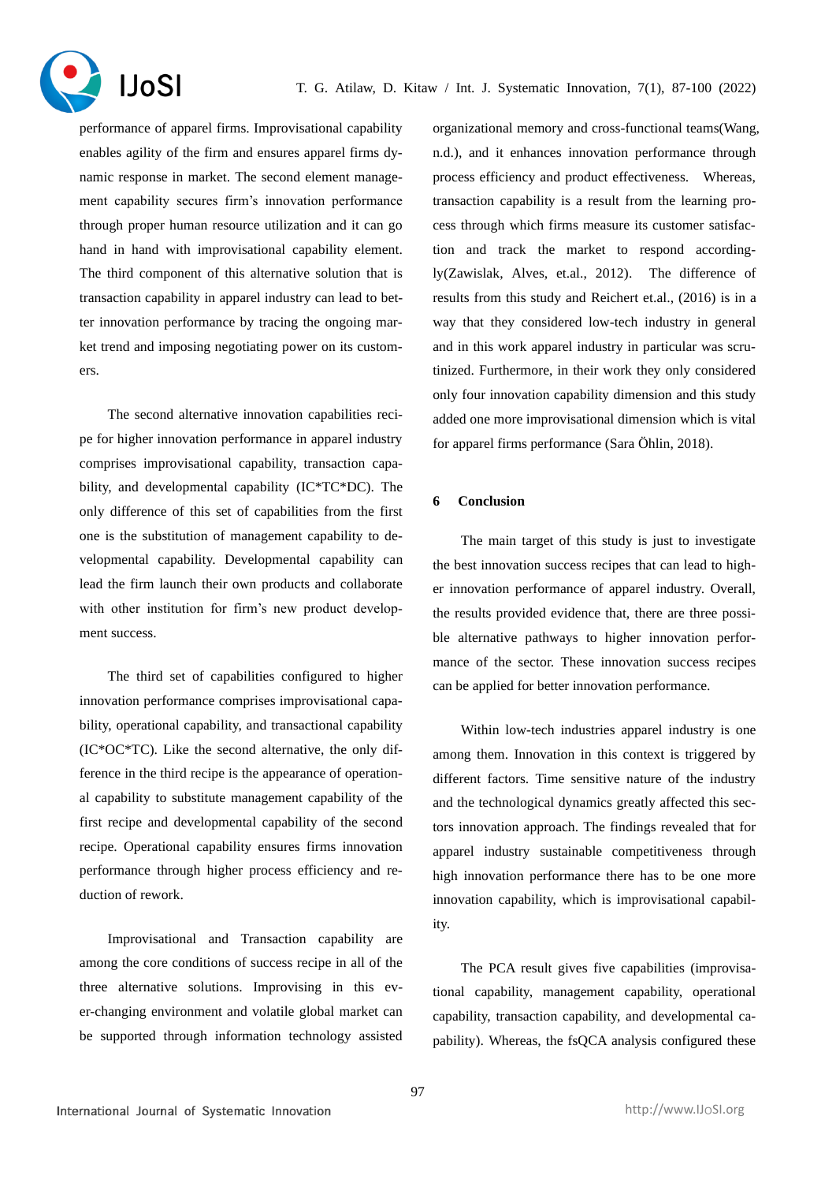performance of apparel firms. Improvisational capability enables agility of the firm and ensures apparel firms dynamic response in market. The second element management capability secures firm's innovation performance through proper human resource utilization and it can go hand in hand with improvisational capability element. The third component of this alternative solution that is transaction capability in apparel industry can lead to better innovation performance by tracing the ongoing market trend and imposing negotiating power on its customers.

The second alternative innovation capabilities recipe for higher innovation performance in apparel industry comprises improvisational capability, transaction capability, and developmental capability (IC*TC*DC). The only difference of this set of capabilities from the first one is the substitution of management capability to developmental capability. Developmental capability can lead the firm launch their own products and collaborate with other institution for firm's new product development success.

The third set of capabilities configured to higher innovation performance comprises improvisational capability, operational capability, and transactional capability (IC*OC*TC). Like the second alternative, the only difference in the third recipe is the appearance of operational capability to substitute management capability of the first recipe and developmental capability of the second recipe. Operational capability ensures firms innovation performance through higher process efficiency and reduction of rework.

Improvisational and Transaction capability are among the core conditions of success recipe in all of the three alternative solutions. Improvising in this ever-changing environment and volatile global market can be supported through information technology assisted organizational memory and cross-functional teams(Wang, n.d.), and it enhances innovation performance through process efficiency and product effectiveness. Whereas, transaction capability is a result from the learning process through which firms measure its customer satisfaction and track the market to respond accordingly(Zawislak, Alves, et.al., 2012). The difference of results from this study and Reichert et.al., (2016) is in a way that they considered low-tech industry in general and in this work apparel industry in particular was scrutinized. Furthermore, in their work they only considered only four innovation capability dimension and this study added one more improvisational dimension which is vital for apparel firms performance (Sara Öhlin, 2018).

## 6 Conclusion

The main target of this study is just to investigate the best innovation success recipes that can lead to higher innovation performance of apparel industry. Overall, the results provided evidence that, there are three possible alternative pathways to higher innovation performance of the sector. These innovation success recipes can be applied for better innovation performance.

Within low-tech industries apparel industry is one among them. Innovation in this context is triggered by different factors. Time sensitive nature of the industry and the technological dynamics greatly affected this sectors innovation approach. The findings revealed that for apparel industry sustainable competitiveness through high innovation performance there has to be one more innovation capability, which is improvisational capability.

The PCA result gives five capabilities (improvisational capability, management capability, operational capability, transaction capability, and developmental capability). Whereas, the fsQCA analysis configured these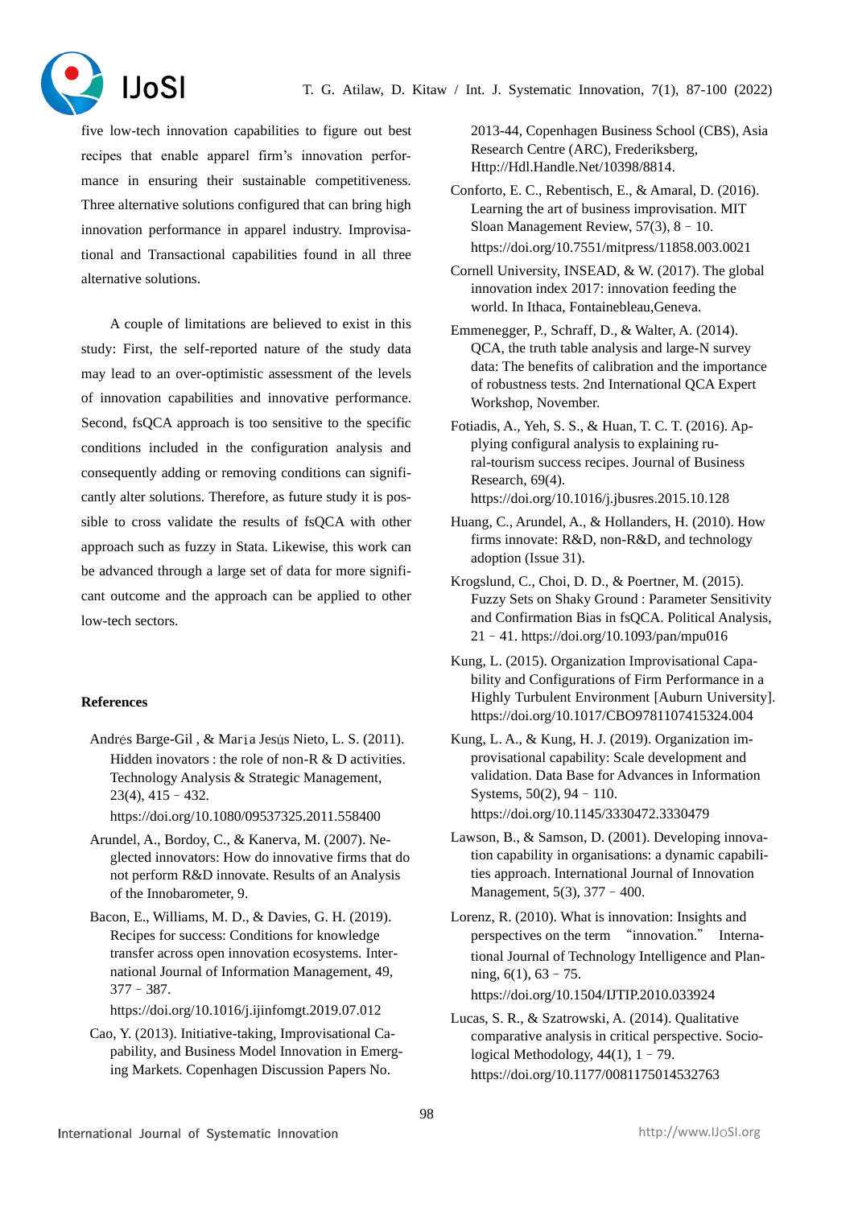five low-tech innovation capabilities to figure out best recipes that enable apparel firm's innovation performance in ensuring their sustainable competitiveness. Three alternative solutions configured that can bring high innovation performance in apparel industry. Improvisational and Transactional capabilities found in all three alternative solutions.

A couple of limitations are believed to exist in this study: First, the self-reported nature of the study data may lead to an over-optimistic assessment of the levels of innovation capabilities and innovative performance. Second, fsQCA approach is too sensitive to the specific conditions included in the configuration analysis and consequently adding or removing conditions can significantly alter solutions. Therefore, as future study it is possible to cross validate the results of fsQCA with other approach such as fuzzy in Stata. Likewise, this work can be advanced through a large set of data for more significant outcome and the approach can be applied to other low-tech sectors.

**References**

Andrés Barge-Gil , & María Jesús Nieto, L. S. (2011). Hidden inovators : the role of non-R & D activities. Technology Analysis & Strategic Management, 23(4), 415 – 432. https://doi.org/10.1080/09537325.2011.558400

Arundel, A., Bordoy, C., & Kanerva, M. (2007). Neglected innovators: How do innovative firms that do not perform R&D innovate. Results of an Analysis of the Innobarometer, 9.

Bacon, E., Williams, M. D., & Davies, G. H. (2019). Recipes for success: Conditions for knowledge transfer across open innovation ecosystems. International Journal of Information Management, 49, 377 – 387. https://doi.org/10.1016/j.ijinfomgt.2019.07.012

Cao, Y. (2013). Initiative-taking, Improvisational Capability, and Business Model Innovation in Emerging Markets. Copenhagen Discussion Papers No. 2013-44, Copenhagen Business School (CBS), Asia Research Centre (ARC), Frederiksberg, Http://Hdl.Handle.Net/10398/8814.

Conforto, E. C., Rebentisch, E., & Amaral, D. (2016). Learning the art of business improvisation. MIT Sloan Management Review, 57(3), 8 – 10. https://doi.org/10.7551/mitpress/11858.003.0021

Cornell University, INSEAD, & W. (2017). The global innovation index 2017: innovation feeding the world. In Ithaca, Fontainebleau,Geneva.

Emmenegger, P., Schraff, D., & Walter, A. (2014). QCA, the truth table analysis and large-N survey data: The benefits of calibration and the importance of robustness tests. 2nd International QCA Expert Workshop, November.

Fotiadis, A., Yeh, S. S., & Huan, T. C. T. (2016). Applying configural analysis to explaining rural-tourism success recipes. Journal of Business Research, 69(4). https://doi.org/10.1016/j.jbusres.2015.10.128

Huang, C., Arundel, A., & Hollanders, H. (2010). How firms innovate: R&D, non-R&D, and technology adoption (Issue 31).

Krogslund, C., Choi, D. D., & Poertner, M. (2015). Fuzzy Sets on Shaky Ground : Parameter Sensitivity and Confirmation Bias in fsQCA. Political Analysis, 21 – 41. https://doi.org/10.1093/pan/mpu016

Kung, L. (2015). Organization Improvisational Capability and Configurations of Firm Performance in a Highly Turbulent Environment [Auburn University]. https://doi.org/10.1017/CBO9781107415324.004

Kung, L. A., & Kung, H. J. (2019). Organization improvisational capability: Scale development and validation. Data Base for Advances in Information Systems, 50(2), 94 – 110. https://doi.org/10.1145/3330472.3330479

Lawson, B., & Samson, D. (2001). Developing innovation capability in organisations: a dynamic capabilities approach. International Journal of Innovation Management, 5(3), 377 – 400.

Lorenz, R. (2010). What is innovation: Insights and perspectives on the term "innovation." International Journal of Technology Intelligence and Planning, 6(1), 63 – 75. https://doi.org/10.1504/IJTIP.2010.033924

Lucas, S. R., & Szatrowski, A. (2014). Qualitative comparative analysis in critical perspective. Sociological Methodology, 44(1), 1 – 79. https://doi.org/10.1177/0081175014532763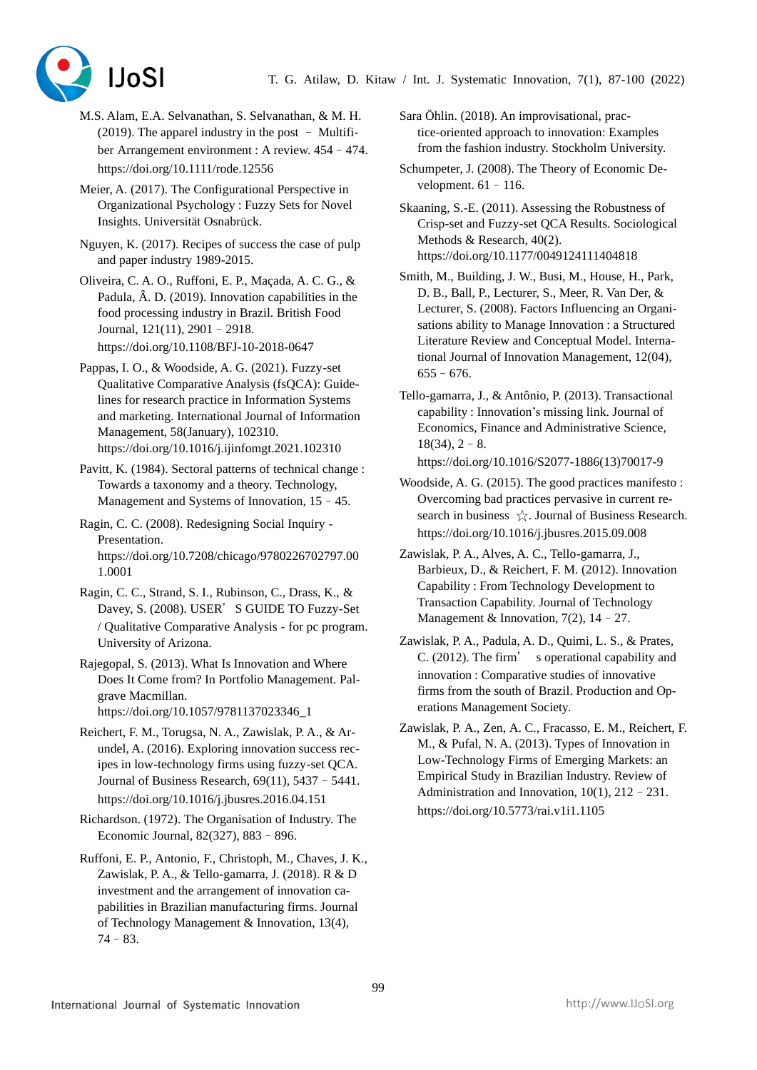M.S. Alam, E.A. Selvanathan, S. Selvanathan, & M. H. (2019). The apparel industry in the post – Multifiber Arrangement environment : A review. 454 – 474. https://doi.org/10.1111/rode.12556

Meier, A. (2017). The Configurational Perspective in Organizational Psychology : Fuzzy Sets for Novel Insights. Universität Osnabrück.

Nguyen, K. (2017). Recipes of success the case of pulp and paper industry 1989-2015.

Oliveira, C. A. O., Ruffoni, E. P., Maçada, A. C. G., & Padula, Â. D. (2019). Innovation capabilities in the food processing industry in Brazil. British Food Journal, 121(11), 2901 – 2918. https://doi.org/10.1108/BFJ-10-2018-0647

Pappas, I. O., & Woodside, A. G. (2021). Fuzzy-set Qualitative Comparative Analysis (fsQCA): Guidelines for research practice in Information Systems and marketing. International Journal of Information Management, 58(January), 102310. https://doi.org/10.1016/j.ijinfomgt.2021.102310

Pavitt, K. (1984). Sectoral patterns of technical change : Towards a taxonomy and a theory. Technology, Management and Systems of Innovation, 15 – 45.

Ragin, C. C. (2008). Redesigning Social Inquiry - Presentation. https://doi.org/10.7208/chicago/9780226702797.001.0001

Ragin, C. C., Strand, S. I., Rubinson, C., Drass, K., & Davey, S. (2008). USER' S GUIDE TO Fuzzy-Set / Qualitative Comparative Analysis - for pc program. University of Arizona.

Rajegopal, S. (2013). What Is Innovation and Where Does It Come from? In Portfolio Management. Palgrave Macmillan. https://doi.org/10.1057/9781137023346_1

Reichert, F. M., Torugsa, N. A., Zawislak, P. A., & Arundel, A. (2016). Exploring innovation success recipes in low-technology firms using fuzzy-set QCA. Journal of Business Research, 69(11), 5437 – 5441. https://doi.org/10.1016/j.jbusres.2016.04.151

Richardson. (1972). The Organisation of Industry. The Economic Journal, 82(327), 883 – 896.

Ruffoni, E. P., Antonio, F., Christoph, M., Chaves, J. K., Zawislak, P. A., & Tello-gamarra, J. (2018). R & D investment and the arrangement of innovation capabilities in Brazilian manufacturing firms. Journal of Technology Management & Innovation, 13(4), 74 – 83.

Sara Öhlin. (2018). An improvisational, practice-oriented approach to innovation: Examples from the fashion industry. Stockholm University.

Schumpeter, J. (2008). The Theory of Economic Development. 61 – 116.

Skaaning, S.-E. (2011). Assessing the Robustness of Crisp-set and Fuzzy-set QCA Results. Sociological Methods & Research, 40(2). https://doi.org/10.1177/0049124111404818

Smith, M., Building, J. W., Busi, M., House, H., Park, D. B., Ball, P., Lecturer, S., Meer, R. Van Der, & Lecturer, S. (2008). Factors Influencing an Organisations ability to Manage Innovation : a Structured Literature Review and Conceptual Model. International Journal of Innovation Management, 12(04), 655 – 676.

Tello-gamarra, J., & Antônio, P. (2013). Transactional capability : Innovation's missing link. Journal of Economics, Finance and Administrative Science, 18(34), 2 – 8. https://doi.org/10.1016/S2077-1886(13)70017-9

Woodside, A. G. (2015). The good practices manifesto : Overcoming bad practices pervasive in current research in business ☆. Journal of Business Research. https://doi.org/10.1016/j.jbusres.2015.09.008

Zawislak, P. A., Alves, A. C., Tello-gamarra, J., Barbieux, D., & Reichert, F. M. (2012). Innovation Capability : From Technology Development to Transaction Capability. Journal of Technology Management & Innovation, 7(2), 14 – 27.

Zawislak, P. A., Padula, A. D., Quimi, L. S., & Prates, C. (2012). The firm' s operational capability and innovation : Comparative studies of innovative firms from the south of Brazil. Production and Operations Management Society.

Zawislak, P. A., Zen, A. C., Fracasso, E. M., Reichert, F. M., & Pufal, N. A. (2013). Types of Innovation in Low-Technology Firms of Emerging Markets: an Empirical Study in Brazilian Industry. Review of Administration and Innovation, 10(1), 212 – 231. https://doi.org/10.5773/rai.v1i1.1105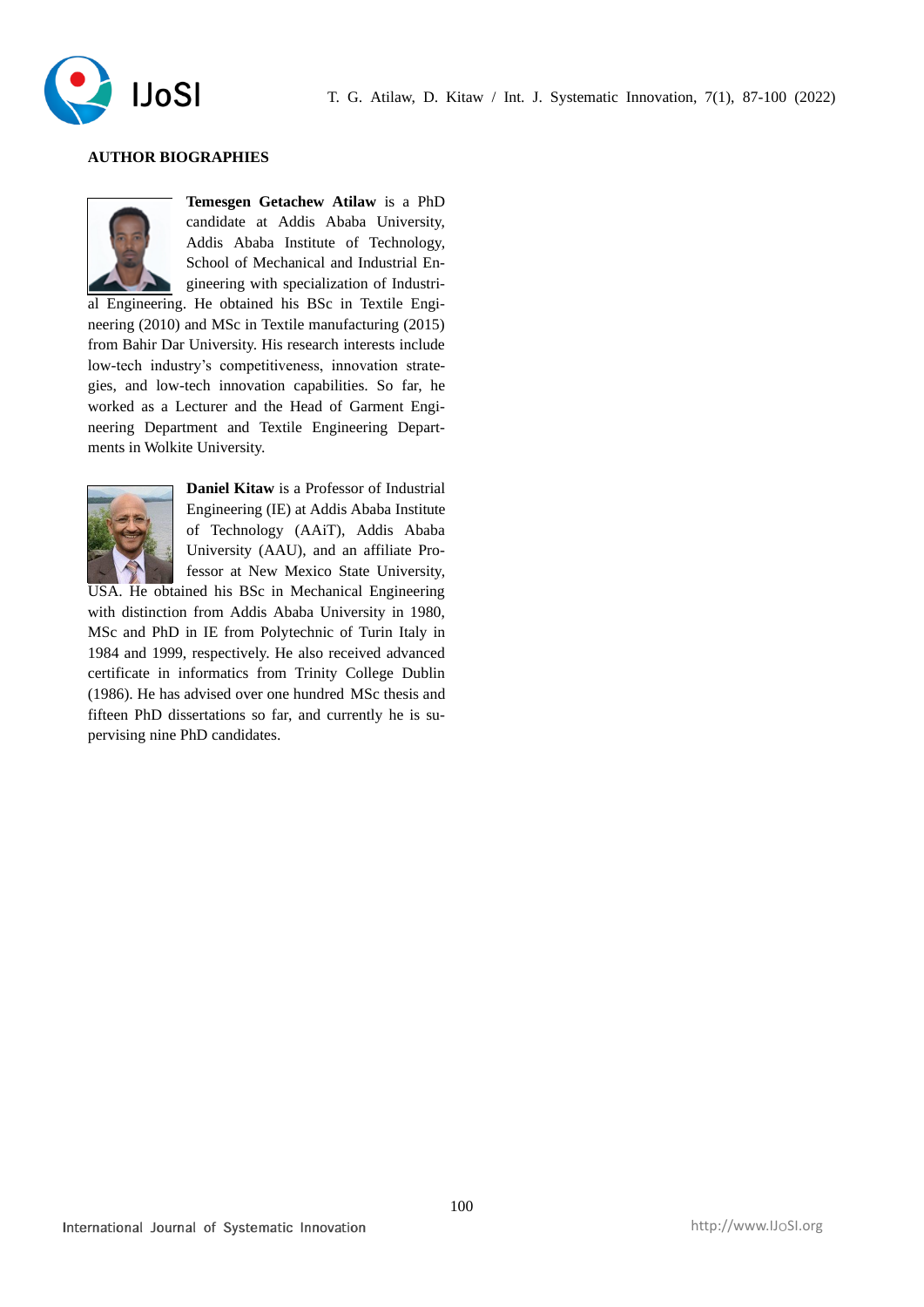## AUTHOR BIOGRAPHIES

**Temesgen Getachew Atilaw** is a PhD candidate at Addis Ababa University, Addis Ababa Institute of Technology, School of Mechanical and Industrial Engineering with specialization of Industrial Engineering. He obtained his BSc in Textile Engineering (2010) and MSc in Textile manufacturing (2015) from Bahir Dar University. His research interests include low-tech industry's competitiveness, innovation strategies, and low-tech innovation capabilities. So far, he worked as a Lecturer and the Head of Garment Engineering Department and Textile Engineering Departments in Wolkite University.

**Daniel Kitaw** is a Professor of Industrial Engineering (IE) at Addis Ababa Institute of Technology (AAiT), Addis Ababa University (AAU), and an affiliate Professor at New Mexico State University, USA. He obtained his BSc in Mechanical Engineering with distinction from Addis Ababa University in 1980, MSc and PhD in IE from Polytechnic of Turin Italy in 1984 and 1999, respectively. He also received advanced certificate in informatics from Trinity College Dublin (1986). He has advised over one hundred MSc thesis and fifteen PhD dissertations so far, and currently he is supervising nine PhD candidates.